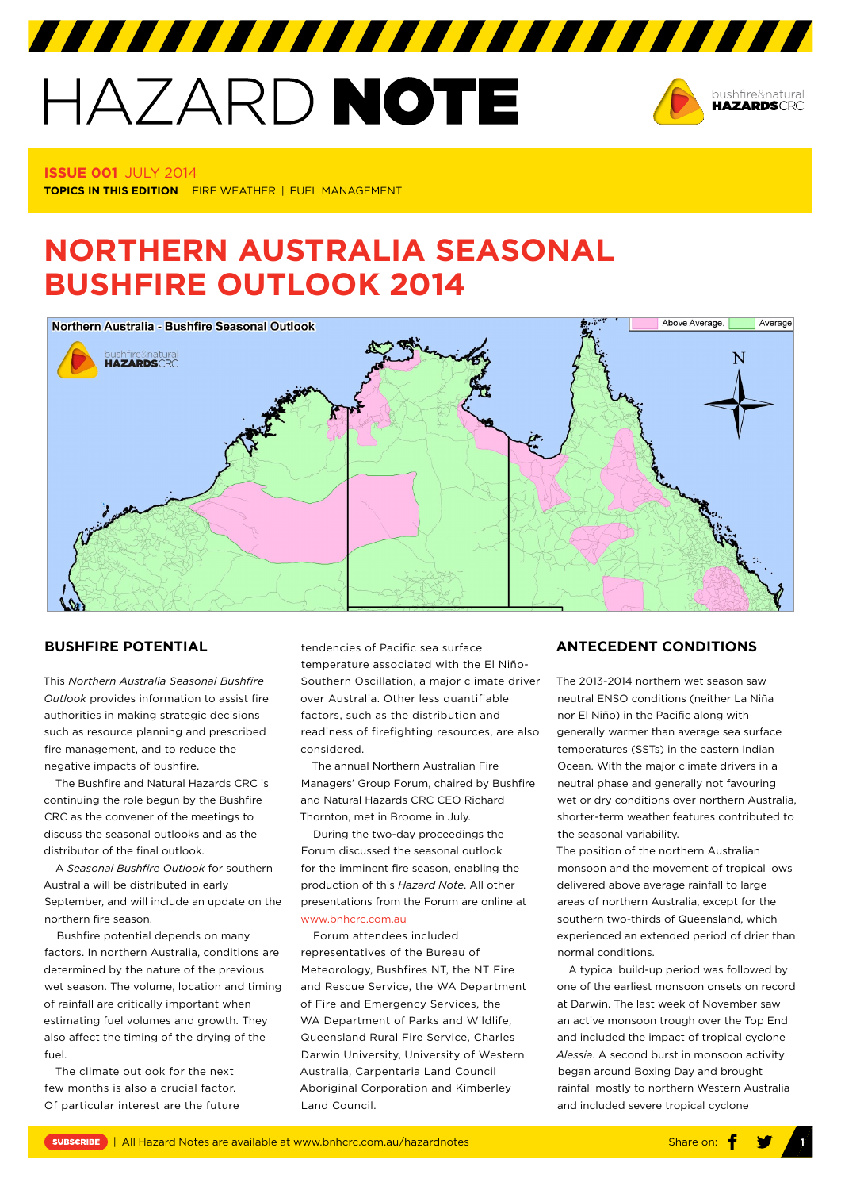# HAZARD NOTE

**ISSUE 001** JULY 2014

**TOPICS IN THIS EDITION** | FIRE WEATHER | FUEL MANAGEMENT

# NORTHERN AUSTRALIA SEASONAL BUSHFIRE OUTLOOK 2014

Northern Australia - Bushfire Seasonal Outlook

Above Average. Average

## BUSHFIRE POTENTIAL

This *Northern Australia Seasonal Bushfire Outlook* provides information to assist fire authorities in making strategic decisions such as resource planning and prescribed fire management, and to reduce the negative impacts of bushfire.

The Bushfire and Natural Hazards CRC is continuing the role begun by the Bushfire CRC as the convener of the meetings to discuss the seasonal outlooks and as the distributor of the final outlook.

A *Seasonal Bushfire Outlook* for southern Australia will be distributed in early September, and will include an update on the northern fire season.

Bushfire potential depends on many factors. In northern Australia, conditions are determined by the nature of the previous wet season. The volume, location and timing of rainfall are critically important when estimating fuel volumes and growth. They also affect the timing of the drying of the fuel.

The climate outlook for the next few months is also a crucial factor. Of particular interest are the future tendencies of Pacific sea surface temperature associated with the El Niño-Southern Oscillation, a major climate driver over Australia. Other less quantifiable factors, such as the distribution and readiness of firefighting resources, are also considered.

The annual Northern Australian Fire Managers' Group Forum, chaired by Bushfire and Natural Hazards CRC CEO Richard Thornton, met in Broome in July.

During the two-day proceedings the Forum discussed the seasonal outlook for the imminent fire season, enabling the production of this *Hazard Note*. All other presentations from the Forum are online at www.bnhcrc.com.au

Forum attendees included representatives of the Bureau of Meteorology, Bushfires NT, the NT Fire and Rescue Service, the WA Department of Fire and Emergency Services, the WA Department of Parks and Wildlife, Queensland Rural Fire Service, Charles Darwin University, University of Western Australia, Carpentaria Land Council Aboriginal Corporation and Kimberley Land Council.

## ANTECEDENT CONDITIONS

The 2013-2014 northern wet season saw neutral ENSO conditions (neither La Niña nor El Niño) in the Pacific along with generally warmer than average sea surface temperatures (SSTs) in the eastern Indian Ocean. With the major climate drivers in a neutral phase and generally not favouring wet or dry conditions over northern Australia, shorter-term weather features contributed to the seasonal variability.

The position of the northern Australian monsoon and the movement of tropical lows delivered above average rainfall to large areas of northern Australia, except for the southern two-thirds of Queensland, which experienced an extended period of drier than normal conditions.

A typical build-up period was followed by one of the earliest monsoon onsets on record at Darwin. The last week of November saw an active monsoon trough over the Top End and included the impact of tropical cyclone *Alessia*. A second burst in monsoon activity began around Boxing Day and brought rainfall mostly to northern Western Australia and included severe tropical cyclone

SUBSCRIBE | All Hazard Notes are available at www.bnhcrc.com.au/hazardnotes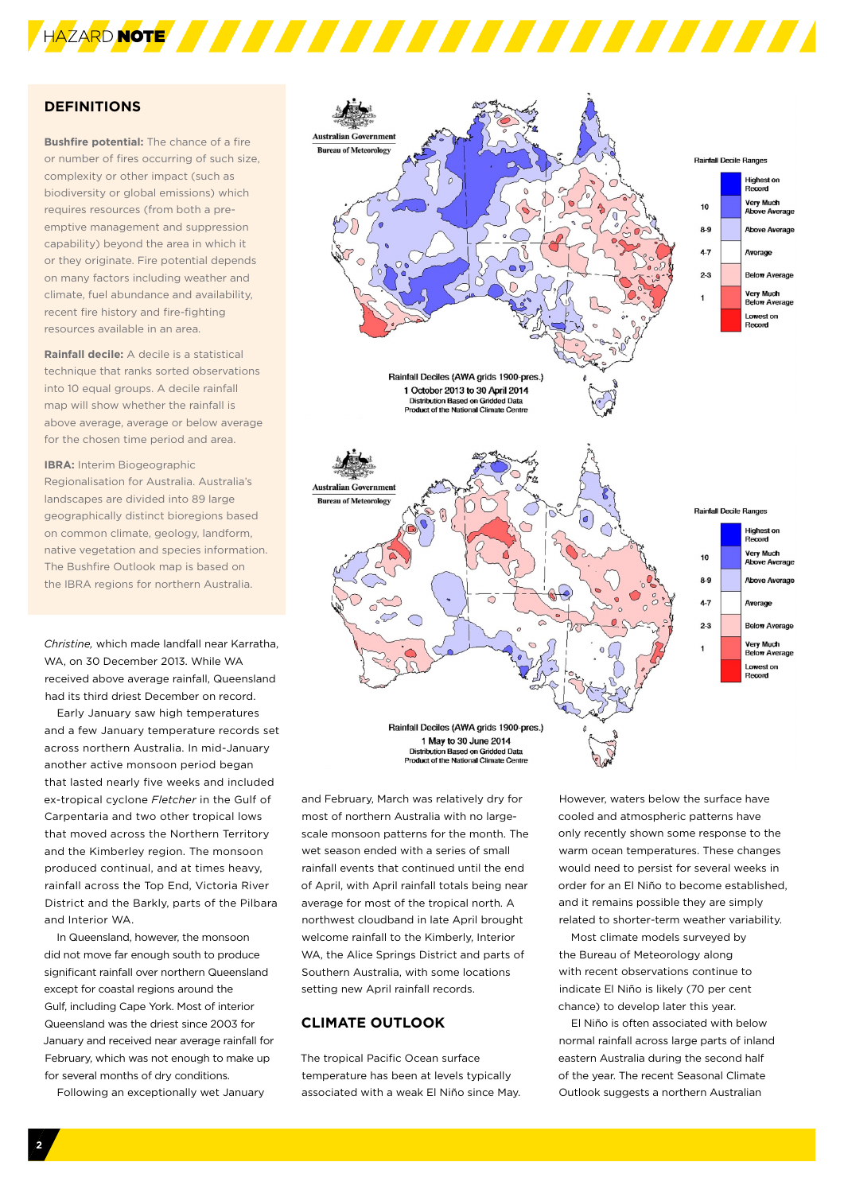## DEFINITIONS

**Bushfire potential:** The chance of a fire or number of fires occurring of such size, complexity or other impact (such as biodiversity or global emissions) which requires resources (from both a pre-emptive management and suppression capability) beyond the area in which it or they originate. Fire potential depends on many factors including weather and climate, fuel abundance and availability, recent fire history and fire-fighting resources available in an area.

**Rainfall decile:** A decile is a statistical technique that ranks sorted observations into 10 equal groups. A decile rainfall map will show whether the rainfall is above average, average or below average for the chosen time period and area.

**IBRA:** Interim Biogeographic Regionalisation for Australia. Australia's landscapes are divided into 89 large geographically distinct bioregions based on common climate, geology, landform, native vegetation and species information. The Bushfire Outlook map is based on the IBRA regions for northern Australia.

Rainfall Deciles (AWA grids 1900-pres.)
1 October 2013 to 30 April 2014
Distribution Based on Gridded Data
Product of the National Climate Centre

Rainfall Deciles (AWA grids 1900-pres.)
1 May to 30 June 2014
Distribution Based on Gridded Data
Product of the National Climate Centre

*Christine,* which made landfall near Karratha, WA, on 30 December 2013. While WA received above average rainfall, Queensland had its third driest December on record.

Early January saw high temperatures and a few January temperature records set across northern Australia. In mid-January another active monsoon period began that lasted nearly five weeks and included ex-tropical cyclone *Fletcher* in the Gulf of Carpentaria and two other tropical lows that moved across the Northern Territory and the Kimberley region. The monsoon produced continual, and at times heavy, rainfall across the Top End, Victoria River District and the Barkly, parts of the Pilbara and Interior WA.

In Queensland, however, the monsoon did not move far enough south to produce significant rainfall over northern Queensland except for coastal regions around the Gulf, including Cape York. Most of interior Queensland was the driest since 2003 for January and received near average rainfall for February, which was not enough to make up for several months of dry conditions.

Following an exceptionally wet January and February, March was relatively dry for most of northern Australia with no large-scale monsoon patterns for the month. The wet season ended with a series of small rainfall events that continued until the end of April, with April rainfall totals being near average for most of the tropical north. A northwest cloudband in late April brought welcome rainfall to the Kimberly, Interior WA, the Alice Springs District and parts of Southern Australia, with some locations setting new April rainfall records.

## CLIMATE OUTLOOK

The tropical Pacific Ocean surface temperature has been at levels typically associated with a weak El Niño since May. However, waters below the surface have cooled and atmospheric patterns have only recently shown some response to the warm ocean temperatures. These changes would need to persist for several weeks in order for an El Niño to become established, and it remains possible they are simply related to shorter-term weather variability.

Most climate models surveyed by the Bureau of Meteorology along with recent observations continue to indicate El Niño is likely (70 per cent chance) to develop later this year.

El Niño is often associated with below normal rainfall across large parts of inland eastern Australia during the second half of the year. The recent Seasonal Climate Outlook suggests a northern Australian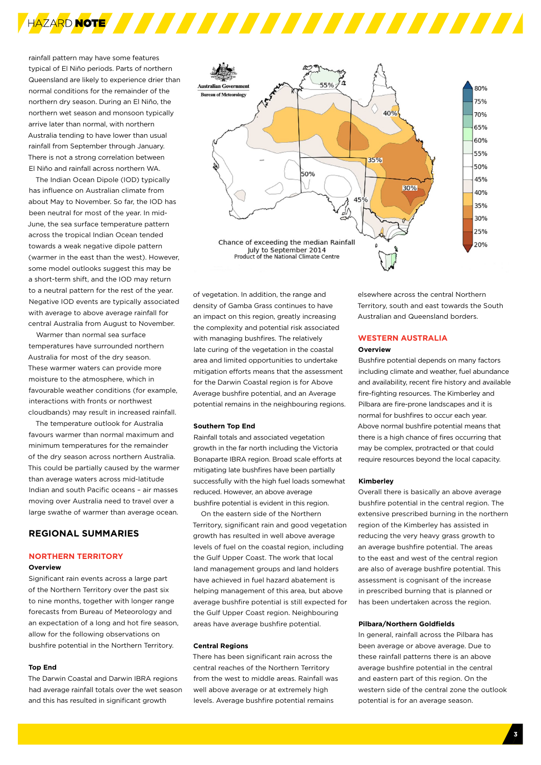rainfall pattern may have some features typical of El Niño periods. Parts of northern Queensland are likely to experience drier than normal conditions for the remainder of the northern dry season. During an El Niño, the northern wet season and monsoon typically arrive later than normal, with northern Australia tending to have lower than usual rainfall from September through January. There is not a strong correlation between El Niño and rainfall across northern WA.

The Indian Ocean Dipole (IOD) typically has influence on Australian climate from about May to November. So far, the IOD has been neutral for most of the year. In mid-June, the sea surface temperature pattern across the tropical Indian Ocean tended towards a weak negative dipole pattern (warmer in the east than the west). However, some model outlooks suggest this may be a short-term shift, and the IOD may return to a neutral pattern for the rest of the year. Negative IOD events are typically associated with average to above average rainfall for central Australia from August to November.

Warmer than normal sea surface temperatures have surrounded northern Australia for most of the dry season. These warmer waters can provide more moisture to the atmosphere, which in favourable weather conditions (for example, interactions with fronts or northwest cloudbands) may result in increased rainfall.

The temperature outlook for Australia favours warmer than normal maximum and minimum temperatures for the remainder of the dry season across northern Australia. This could be partially caused by the warmer than average waters across mid-latitude Indian and south Pacific oceans – air masses moving over Australia need to travel over a large swathe of warmer than average ocean.

Chance of exceeding the median Rainfall
July to September 2014
Product of the National Climate Centre

## REGIONAL SUMMARIES

### NORTHERN TERRITORY

**Overview**

Significant rain events across a large part of the Northern Territory over the past six to nine months, together with longer range forecasts from Bureau of Meteorology and an expectation of a long and hot fire season, allow for the following observations on bushfire potential in the Northern Territory.

**Top End**

The Darwin Coastal and Darwin IBRA regions had average rainfall totals over the wet season and this has resulted in significant growth of vegetation. In addition, the range and density of Gamba Grass continues to have an impact on this region, greatly increasing the complexity and potential risk associated with managing bushfires. The relatively late curing of the vegetation in the coastal area and limited opportunities to undertake mitigation efforts means that the assessment for the Darwin Coastal region is for Above Average bushfire potential, and an Average potential remains in the neighbouring regions.

**Southern Top End**

Rainfall totals and associated vegetation growth in the far north including the Victoria Bonaparte IBRA region. Broad scale efforts at mitigating late bushfires have been partially successfully with the high fuel loads somewhat reduced. However, an above average bushfire potential is evident in this region.

On the eastern side of the Northern Territory, significant rain and good vegetation growth has resulted in well above average levels of fuel on the coastal region, including the Gulf Upper Coast. The work that local land management groups and land holders have achieved in fuel hazard abatement is helping management of this area, but above average bushfire potential is still expected for the Gulf Upper Coast region. Neighbouring areas have average bushfire potential.

**Central Regions**

There has been significant rain across the central reaches of the Northern Territory from the west to middle areas. Rainfall was well above average or at extremely high levels. Average bushfire potential remains elsewhere across the central Northern Territory, south and east towards the South Australian and Queensland borders.

### WESTERN AUSTRALIA

**Overview**

Bushfire potential depends on many factors including climate and weather, fuel abundance and availability, recent fire history and available fire-fighting resources. The Kimberley and Pilbara are fire-prone landscapes and it is normal for bushfires to occur each year. Above normal bushfire potential means that there is a high chance of fires occurring that may be complex, protracted or that could require resources beyond the local capacity.

**Kimberley**

Overall there is basically an above average bushfire potential in the central region. The extensive prescribed burning in the northern region of the Kimberley has assisted in reducing the very heavy grass growth to an average bushfire potential. The areas to the east and west of the central region are also of average bushfire potential. This assessment is cognisant of the increase in prescribed burning that is planned or has been undertaken across the region.

**Pilbara/Northern Goldfields**

In general, rainfall across the Pilbara has been average or above average. Due to these rainfall patterns there is an above average bushfire potential in the central and eastern part of this region. On the western side of the central zone the outlook potential is for an average season.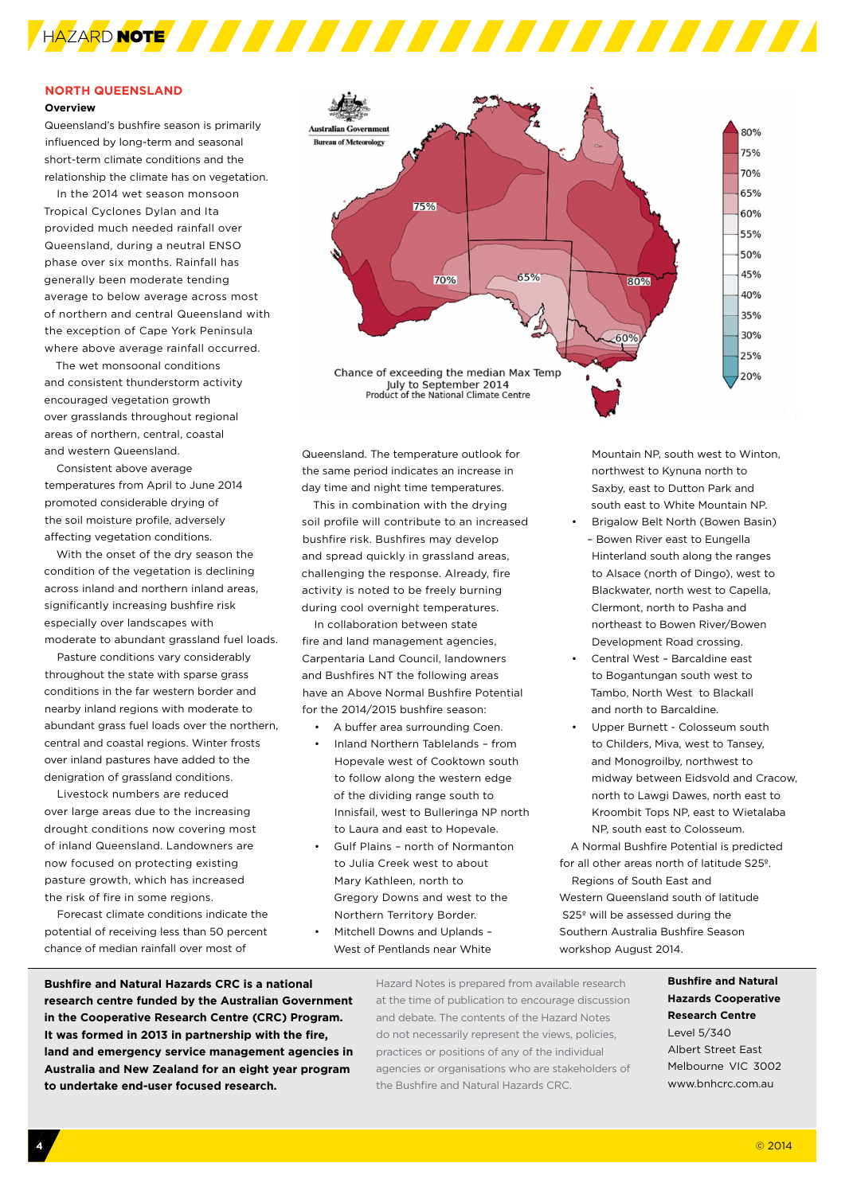## NORTH QUEENSLAND

### Overview

Queensland's bushfire season is primarily influenced by long-term and seasonal short-term climate conditions and the relationship the climate has on vegetation.

In the 2014 wet season monsoon Tropical Cyclones Dylan and Ita provided much needed rainfall over Queensland, during a neutral ENSO phase over six months. Rainfall has generally been moderate tending average to below average across most of northern and central Queensland with the exception of Cape York Peninsula where above average rainfall occurred.

The wet monsoonal conditions and consistent thunderstorm activity encouraged vegetation growth over grasslands throughout regional areas of northern, central, coastal and western Queensland.

Consistent above average temperatures from April to June 2014 promoted considerable drying of the soil moisture profile, adversely affecting vegetation conditions.

With the onset of the dry season the condition of the vegetation is declining across inland and northern inland areas, significantly increasing bushfire risk especially over landscapes with moderate to abundant grassland fuel loads.

Pasture conditions vary considerably throughout the state with sparse grass conditions in the far western border and nearby inland regions with moderate to abundant grass fuel loads over the northern, central and coastal regions. Winter frosts over inland pastures have added to the denigration of grassland conditions.

Livestock numbers are reduced over large areas due to the increasing drought conditions now covering most of inland Queensland. Landowners are now focused on protecting existing pasture growth, which has increased the risk of fire in some regions.

Forecast climate conditions indicate the potential of receiving less than 50 percent chance of median rainfall over most of Queensland. The temperature outlook for the same period indicates an increase in day time and night time temperatures.

Australian Government
Bureau of Meteorology

75%
70%
65%
80%
60%

80%
75%
70%
65%
60%
55%
50%
45%
40%
35%
30%
25%
20%

Chance of exceeding the median Max Temp
July to September 2014
Product of the National Climate Centre

This in combination with the drying soil profile will contribute to an increased bushfire risk. Bushfires may develop and spread quickly in grassland areas, challenging the response. Already, fire activity is noted to be freely burning during cool overnight temperatures.

In collaboration between state fire and land management agencies, Carpentaria Land Council, landowners and Bushfires NT the following areas have an Above Normal Bushfire Potential for the 2014/2015 bushfire season:

- A buffer area surrounding Coen.
- Inland Northern Tablelands – from Hopevale west of Cooktown south to follow along the western edge of the dividing range south to Innisfail, west to Bulleringa NP north to Laura and east to Hopevale.
- Gulf Plains – north of Normanton to Julia Creek west to about Mary Kathleen, north to Gregory Downs and west to the Northern Territory Border.
- Mitchell Downs and Uplands – West of Pentlands near White Mountain NP, south west to Winton, northwest to Kynuna north to Saxby, east to Dutton Park and south east to White Mountain NP.
- Brigalow Belt North (Bowen Basin) – Bowen River east to Eungella Hinterland south along the ranges to Alsace (north of Dingo), west to Blackwater, north west to Capella, Clermont, north to Pasha and northeast to Bowen River/Bowen Development Road crossing.
- Central West – Barcaldine east to Bogantungan south west to Tambo, North West to Blackall and north to Barcaldine.
- Upper Burnett - Colosseum south to Childers, Miva, west to Tansey, and Monogroilby, northwest to midway between Eidsvold and Cracow, north to Lawgi Dawes, north east to Kroombit Tops NP, east to Wietalaba NP, south east to Colosseum.

A Normal Bushfire Potential is predicted for all other areas north of latitude S25º.

Regions of South East and Western Queensland south of latitude S25º will be assessed during the Southern Australia Bushfire Season workshop August 2014.

---

**Bushfire and Natural Hazards CRC is a national research centre funded by the Australian Government in the Cooperative Research Centre (CRC) Program. It was formed in 2013 in partnership with the fire, land and emergency service management agencies in Australia and New Zealand for an eight year program to undertake end-user focused research.**

Hazard Notes is prepared from available research at the time of publication to encourage discussion and debate. The contents of the Hazard Notes do not necessarily represent the views, policies, practices or positions of any of the individual agencies or organisations who are stakeholders of the Bushfire and Natural Hazards CRC.

**Bushfire and Natural Hazards Cooperative Research Centre**
Level 5/340
Albert Street East
Melbourne VIC 3002
www.bnhcrc.com.au

© 2014